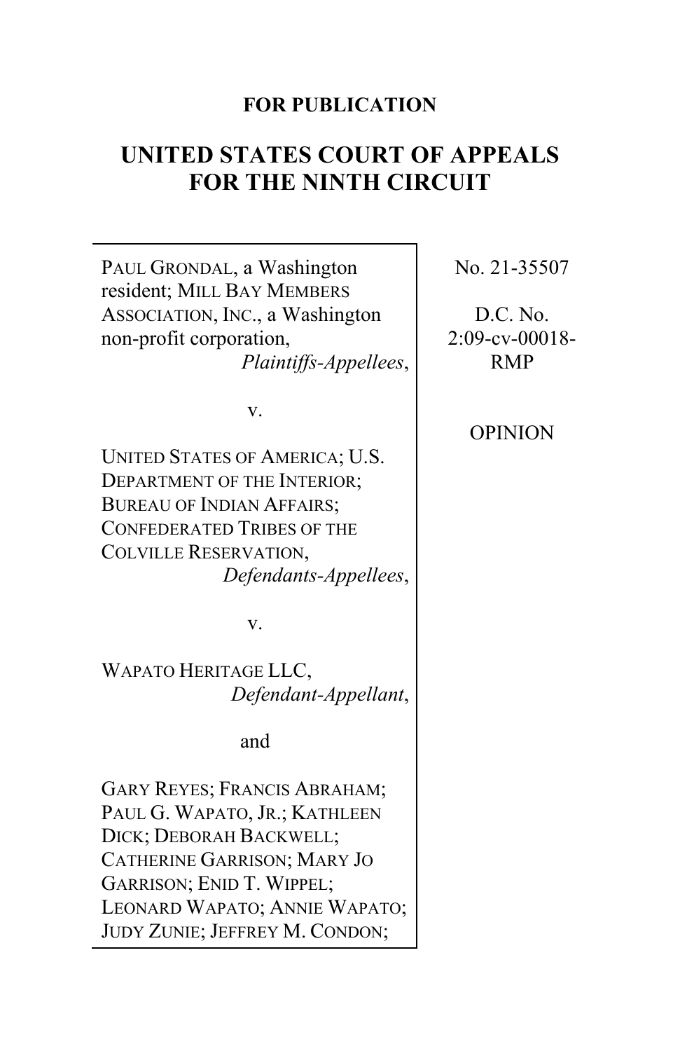**FOR PUBLICATION**

# UNITED STATES COURT OF APPEALS FOR THE NINTH CIRCUIT

PAUL GRONDAL, a Washington resident; MILL BAY MEMBERS ASSOCIATION, INC., a Washington non-profit corporation,
*Plaintiffs-Appellees*,

v.

UNITED STATES OF AMERICA; U.S. DEPARTMENT OF THE INTERIOR; BUREAU OF INDIAN AFFAIRS; CONFEDERATED TRIBES OF THE COLVILLE RESERVATION,
*Defendants-Appellees*,

v.

WAPATO HERITAGE LLC,
*Defendant-Appellant*,

and

GARY REYES; FRANCIS ABRAHAM; PAUL G. WAPATO, JR.; KATHLEEN DICK; DEBORAH BACKWELL; CATHERINE GARRISON; MARY JO GARRISON; ENID T. WIPPEL; LEONARD WAPATO; ANNIE WAPATO; JUDY ZUNIE; JEFFREY M. CONDON;

No. 21-35507

D.C. No. 2:09-cv-00018-RMP

OPINION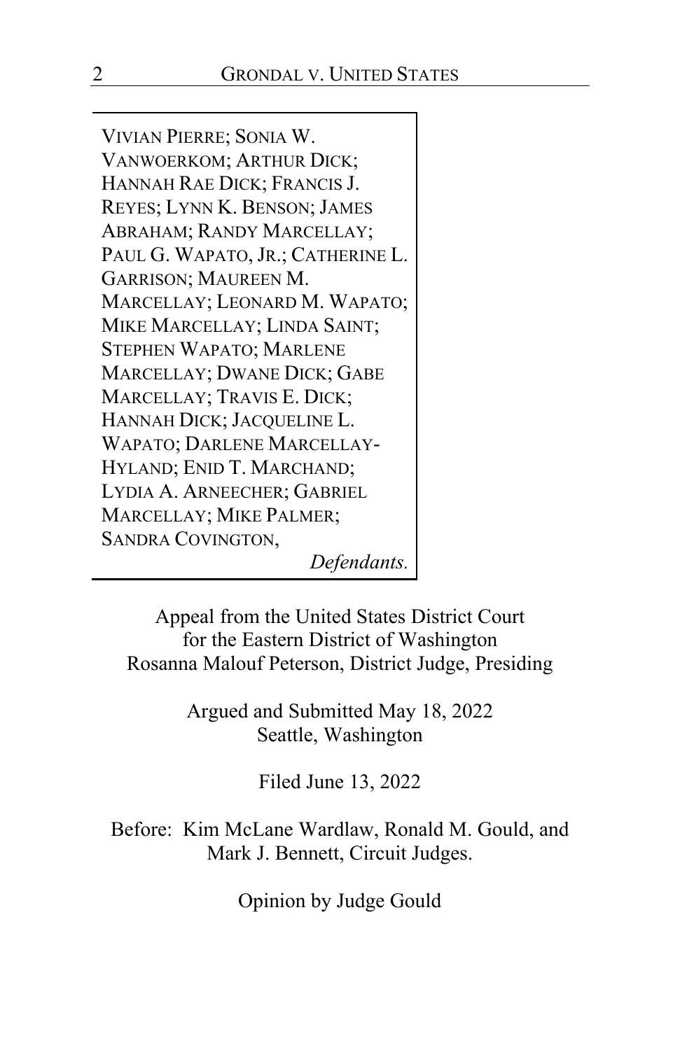VIVIAN PIERRE; SONIA W. VANWOERKOM; ARTHUR DICK; HANNAH RAE DICK; FRANCIS J. REYES; LYNN K. BENSON; JAMES ABRAHAM; RANDY MARCELLAY; PAUL G. WAPATO, JR.; CATHERINE L. GARRISON; MAUREEN M. MARCELLAY; LEONARD M. WAPATO; MIKE MARCELLAY; LINDA SAINT; STEPHEN WAPATO; MARLENE MARCELLAY; DWANE DICK; GABE MARCELLAY; TRAVIS E. DICK; HANNAH DICK; JACQUELINE L. WAPATO; DARLENE MARCELLAY-HYLAND; ENID T. MARCHAND; LYDIA A. ARNEECHER; GABRIEL MARCELLAY; MIKE PALMER; SANDRA COVINGTON,

*Defendants.*

Appeal from the United States District Court for the Eastern District of Washington
Rosanna Malouf Peterson, District Judge, Presiding

Argued and Submitted May 18, 2022
Seattle, Washington

Filed June 13, 2022

Before: Kim McLane Wardlaw, Ronald M. Gould, and Mark J. Bennett, Circuit Judges.

Opinion by Judge Gould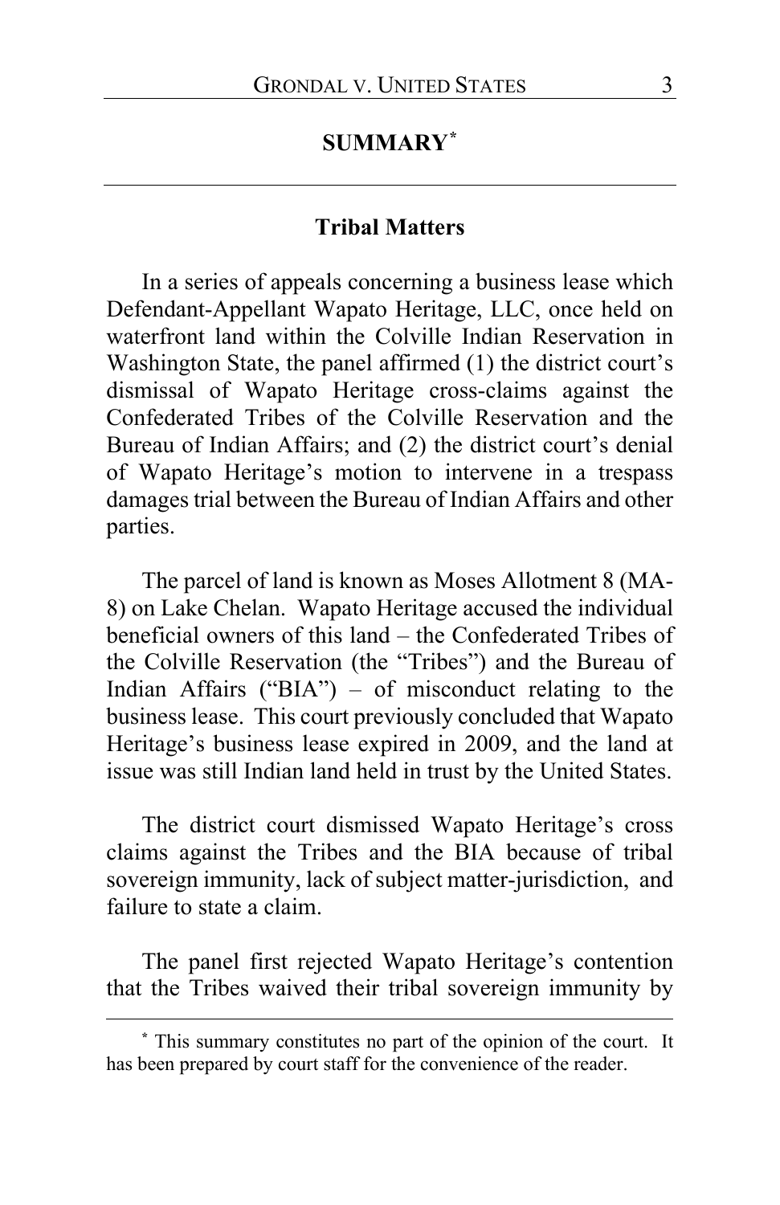## SUMMARY*

### Tribal Matters

In a series of appeals concerning a business lease which Defendant-Appellant Wapato Heritage, LLC, once held on waterfront land within the Colville Indian Reservation in Washington State, the panel affirmed (1) the district court's dismissal of Wapato Heritage cross-claims against the Confederated Tribes of the Colville Reservation and the Bureau of Indian Affairs; and (2) the district court's denial of Wapato Heritage's motion to intervene in a trespass damages trial between the Bureau of Indian Affairs and other parties.

The parcel of land is known as Moses Allotment 8 (MA-8) on Lake Chelan. Wapato Heritage accused the individual beneficial owners of this land – the Confederated Tribes of the Colville Reservation (the "Tribes") and the Bureau of Indian Affairs ("BIA") – of misconduct relating to the business lease. This court previously concluded that Wapato Heritage's business lease expired in 2009, and the land at issue was still Indian land held in trust by the United States.

The district court dismissed Wapato Heritage's cross claims against the Tribes and the BIA because of tribal sovereign immunity, lack of subject matter-jurisdiction, and failure to state a claim.

The panel first rejected Wapato Heritage's contention that the Tribes waived their tribal sovereign immunity by

---

* This summary constitutes no part of the opinion of the court. It has been prepared by court staff for the convenience of the reader.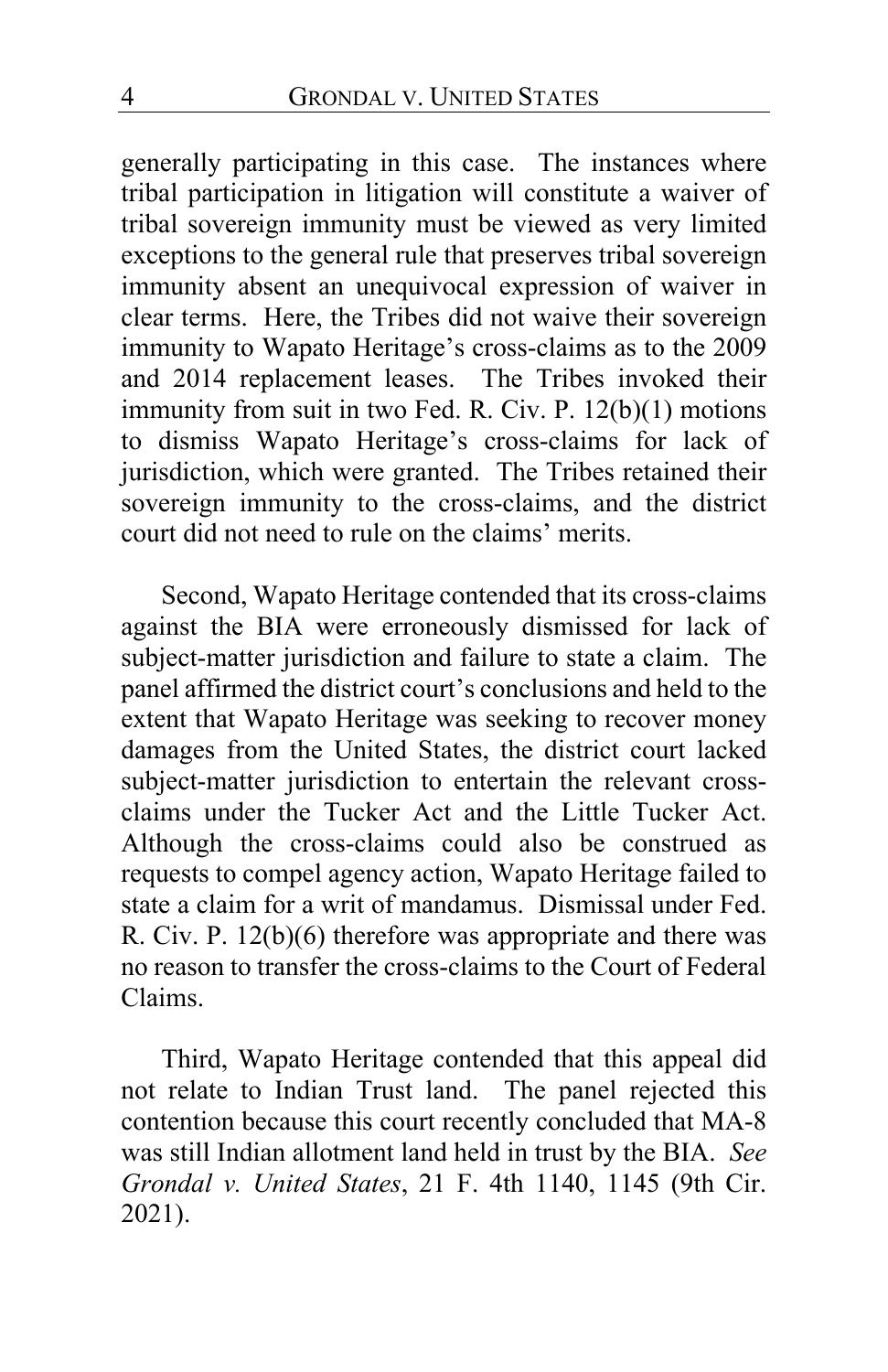generally participating in this case. The instances where tribal participation in litigation will constitute a waiver of tribal sovereign immunity must be viewed as very limited exceptions to the general rule that preserves tribal sovereign immunity absent an unequivocal expression of waiver in clear terms. Here, the Tribes did not waive their sovereign immunity to Wapato Heritage's cross-claims as to the 2009 and 2014 replacement leases. The Tribes invoked their immunity from suit in two Fed. R. Civ. P. 12(b)(1) motions to dismiss Wapato Heritage's cross-claims for lack of jurisdiction, which were granted. The Tribes retained their sovereign immunity to the cross-claims, and the district court did not need to rule on the claims' merits.

Second, Wapato Heritage contended that its cross-claims against the BIA were erroneously dismissed for lack of subject-matter jurisdiction and failure to state a claim. The panel affirmed the district court's conclusions and held to the extent that Wapato Heritage was seeking to recover money damages from the United States, the district court lacked subject-matter jurisdiction to entertain the relevant cross-claims under the Tucker Act and the Little Tucker Act. Although the cross-claims could also be construed as requests to compel agency action, Wapato Heritage failed to state a claim for a writ of mandamus. Dismissal under Fed. R. Civ. P. 12(b)(6) therefore was appropriate and there was no reason to transfer the cross-claims to the Court of Federal Claims.

Third, Wapato Heritage contended that this appeal did not relate to Indian Trust land. The panel rejected this contention because this court recently concluded that MA-8 was still Indian allotment land held in trust by the BIA. *See Grondal v. United States*, 21 F. 4th 1140, 1145 (9th Cir. 2021).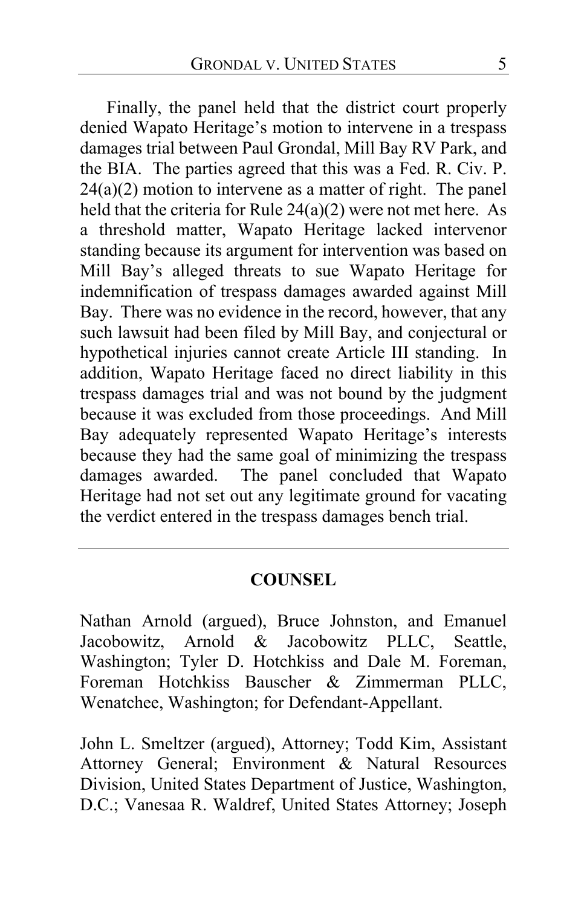Finally, the panel held that the district court properly denied Wapato Heritage's motion to intervene in a trespass damages trial between Paul Grondal, Mill Bay RV Park, and the BIA. The parties agreed that this was a Fed. R. Civ. P. 24(a)(2) motion to intervene as a matter of right. The panel held that the criteria for Rule 24(a)(2) were not met here. As a threshold matter, Wapato Heritage lacked intervenor standing because its argument for intervention was based on Mill Bay's alleged threats to sue Wapato Heritage for indemnification of trespass damages awarded against Mill Bay. There was no evidence in the record, however, that any such lawsuit had been filed by Mill Bay, and conjectural or hypothetical injuries cannot create Article III standing. In addition, Wapato Heritage faced no direct liability in this trespass damages trial and was not bound by the judgment because it was excluded from those proceedings. And Mill Bay adequately represented Wapato Heritage's interests because they had the same goal of minimizing the trespass damages awarded. The panel concluded that Wapato Heritage had not set out any legitimate ground for vacating the verdict entered in the trespass damages bench trial.

---

## COUNSEL

Nathan Arnold (argued), Bruce Johnston, and Emanuel Jacobowitz, Arnold & Jacobowitz PLLC, Seattle, Washington; Tyler D. Hotchkiss and Dale M. Foreman, Foreman Hotchkiss Bauscher & Zimmerman PLLC, Wenatchee, Washington; for Defendant-Appellant.

John L. Smeltzer (argued), Attorney; Todd Kim, Assistant Attorney General; Environment & Natural Resources Division, United States Department of Justice, Washington, D.C.; Vanesaa R. Waldref, United States Attorney; Joseph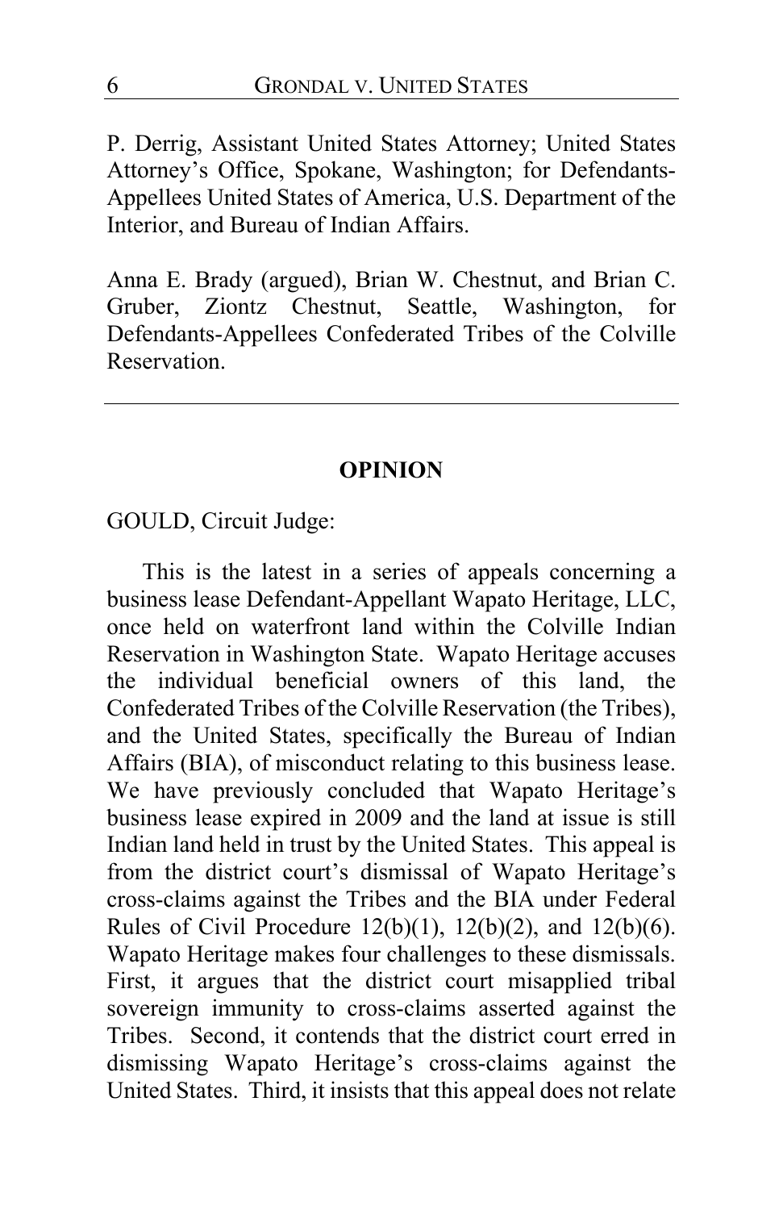P. Derrig, Assistant United States Attorney; United States Attorney's Office, Spokane, Washington; for Defendants-Appellees United States of America, U.S. Department of the Interior, and Bureau of Indian Affairs.

Anna E. Brady (argued), Brian W. Chestnut, and Brian C. Gruber, Ziontz Chestnut, Seattle, Washington, for Defendants-Appellees Confederated Tribes of the Colville Reservation.

---

## OPINION

GOULD, Circuit Judge:

This is the latest in a series of appeals concerning a business lease Defendant-Appellant Wapato Heritage, LLC, once held on waterfront land within the Colville Indian Reservation in Washington State. Wapato Heritage accuses the individual beneficial owners of this land, the Confederated Tribes of the Colville Reservation (the Tribes), and the United States, specifically the Bureau of Indian Affairs (BIA), of misconduct relating to this business lease. We have previously concluded that Wapato Heritage's business lease expired in 2009 and the land at issue is still Indian land held in trust by the United States. This appeal is from the district court's dismissal of Wapato Heritage's cross-claims against the Tribes and the BIA under Federal Rules of Civil Procedure 12(b)(1), 12(b)(2), and 12(b)(6). Wapato Heritage makes four challenges to these dismissals. First, it argues that the district court misapplied tribal sovereign immunity to cross-claims asserted against the Tribes. Second, it contends that the district court erred in dismissing Wapato Heritage's cross-claims against the United States. Third, it insists that this appeal does not relate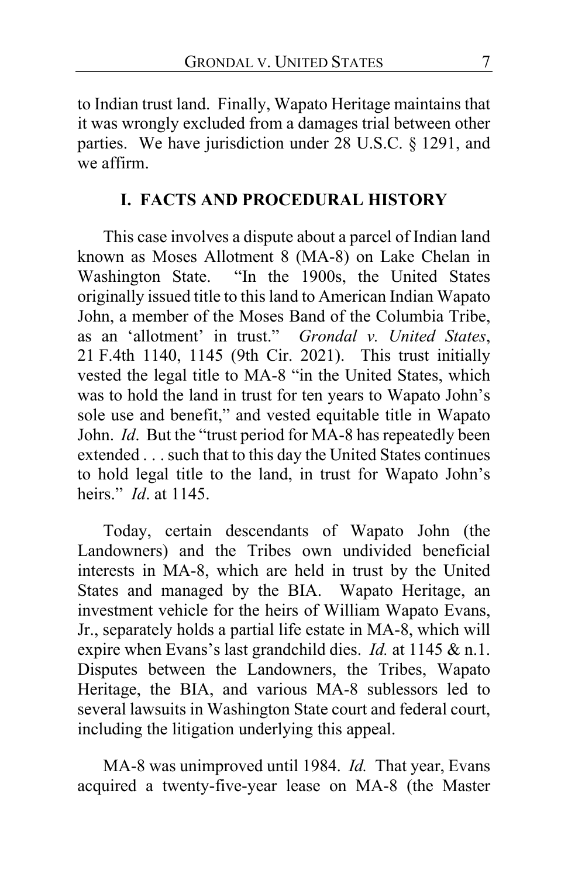to Indian trust land. Finally, Wapato Heritage maintains that it was wrongly excluded from a damages trial between other parties. We have jurisdiction under 28 U.S.C. § 1291, and we affirm.

## I. FACTS AND PROCEDURAL HISTORY

This case involves a dispute about a parcel of Indian land known as Moses Allotment 8 (MA-8) on Lake Chelan in Washington State. "In the 1900s, the United States originally issued title to this land to American Indian Wapato John, a member of the Moses Band of the Columbia Tribe, as an 'allotment' in trust." *Grondal v. United States*, 21 F.4th 1140, 1145 (9th Cir. 2021). This trust initially vested the legal title to MA-8 "in the United States, which was to hold the land in trust for ten years to Wapato John's sole use and benefit," and vested equitable title in Wapato John. *Id*. But the "trust period for MA-8 has repeatedly been extended . . . such that to this day the United States continues to hold legal title to the land, in trust for Wapato John's heirs." *Id*. at 1145.

Today, certain descendants of Wapato John (the Landowners) and the Tribes own undivided beneficial interests in MA-8, which are held in trust by the United States and managed by the BIA. Wapato Heritage, an investment vehicle for the heirs of William Wapato Evans, Jr., separately holds a partial life estate in MA-8, which will expire when Evans's last grandchild dies. *Id.* at 1145 & n.1. Disputes between the Landowners, the Tribes, Wapato Heritage, the BIA, and various MA-8 sublessors led to several lawsuits in Washington State court and federal court, including the litigation underlying this appeal.

MA-8 was unimproved until 1984. *Id.* That year, Evans acquired a twenty-five-year lease on MA-8 (the Master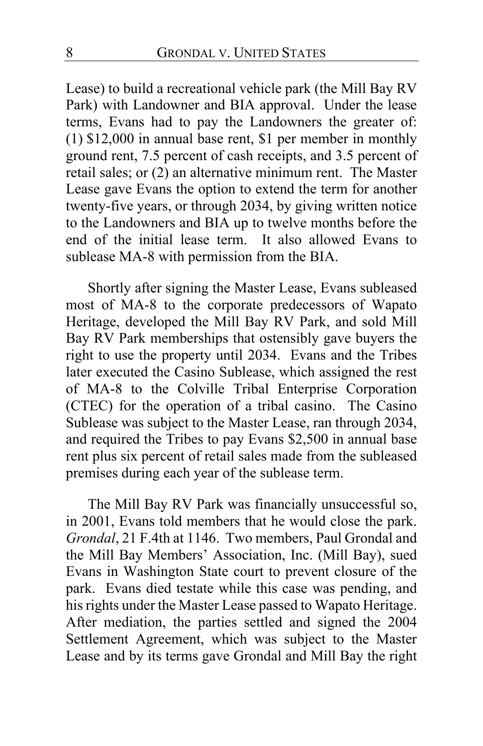Lease) to build a recreational vehicle park (the Mill Bay RV Park) with Landowner and BIA approval. Under the lease terms, Evans had to pay the Landowners the greater of: (1) $12,000 in annual base rent, $1 per member in monthly ground rent, 7.5 percent of cash receipts, and 3.5 percent of retail sales; or (2) an alternative minimum rent. The Master Lease gave Evans the option to extend the term for another twenty-five years, or through 2034, by giving written notice to the Landowners and BIA up to twelve months before the end of the initial lease term. It also allowed Evans to sublease MA-8 with permission from the BIA.

Shortly after signing the Master Lease, Evans subleased most of MA-8 to the corporate predecessors of Wapato Heritage, developed the Mill Bay RV Park, and sold Mill Bay RV Park memberships that ostensibly gave buyers the right to use the property until 2034. Evans and the Tribes later executed the Casino Sublease, which assigned the rest of MA-8 to the Colville Tribal Enterprise Corporation (CTEC) for the operation of a tribal casino. The Casino Sublease was subject to the Master Lease, ran through 2034, and required the Tribes to pay Evans $2,500 in annual base rent plus six percent of retail sales made from the subleased premises during each year of the sublease term.

The Mill Bay RV Park was financially unsuccessful so, in 2001, Evans told members that he would close the park. *Grondal*, 21 F.4th at 1146. Two members, Paul Grondal and the Mill Bay Members' Association, Inc. (Mill Bay), sued Evans in Washington State court to prevent closure of the park. Evans died testate while this case was pending, and his rights under the Master Lease passed to Wapato Heritage. After mediation, the parties settled and signed the 2004 Settlement Agreement, which was subject to the Master Lease and by its terms gave Grondal and Mill Bay the right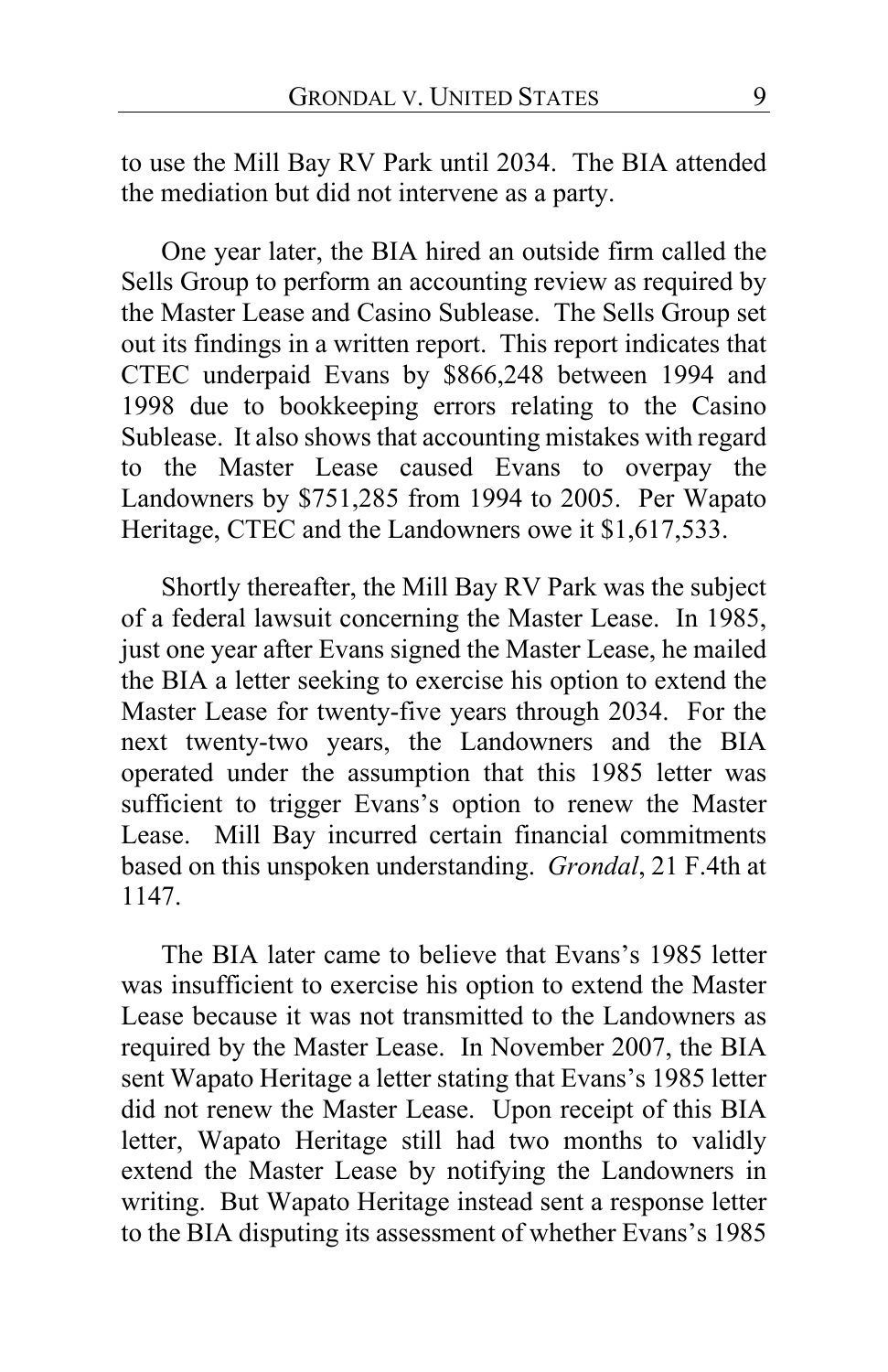to use the Mill Bay RV Park until 2034. The BIA attended the mediation but did not intervene as a party.

One year later, the BIA hired an outside firm called the Sells Group to perform an accounting review as required by the Master Lease and Casino Sublease. The Sells Group set out its findings in a written report. This report indicates that CTEC underpaid Evans by $866,248 between 1994 and 1998 due to bookkeeping errors relating to the Casino Sublease. It also shows that accounting mistakes with regard to the Master Lease caused Evans to overpay the Landowners by $751,285 from 1994 to 2005. Per Wapato Heritage, CTEC and the Landowners owe it $1,617,533.

Shortly thereafter, the Mill Bay RV Park was the subject of a federal lawsuit concerning the Master Lease. In 1985, just one year after Evans signed the Master Lease, he mailed the BIA a letter seeking to exercise his option to extend the Master Lease for twenty-five years through 2034. For the next twenty-two years, the Landowners and the BIA operated under the assumption that this 1985 letter was sufficient to trigger Evans's option to renew the Master Lease. Mill Bay incurred certain financial commitments based on this unspoken understanding. *Grondal*, 21 F.4th at 1147.

The BIA later came to believe that Evans's 1985 letter was insufficient to exercise his option to extend the Master Lease because it was not transmitted to the Landowners as required by the Master Lease. In November 2007, the BIA sent Wapato Heritage a letter stating that Evans's 1985 letter did not renew the Master Lease. Upon receipt of this BIA letter, Wapato Heritage still had two months to validly extend the Master Lease by notifying the Landowners in writing. But Wapato Heritage instead sent a response letter to the BIA disputing its assessment of whether Evans's 1985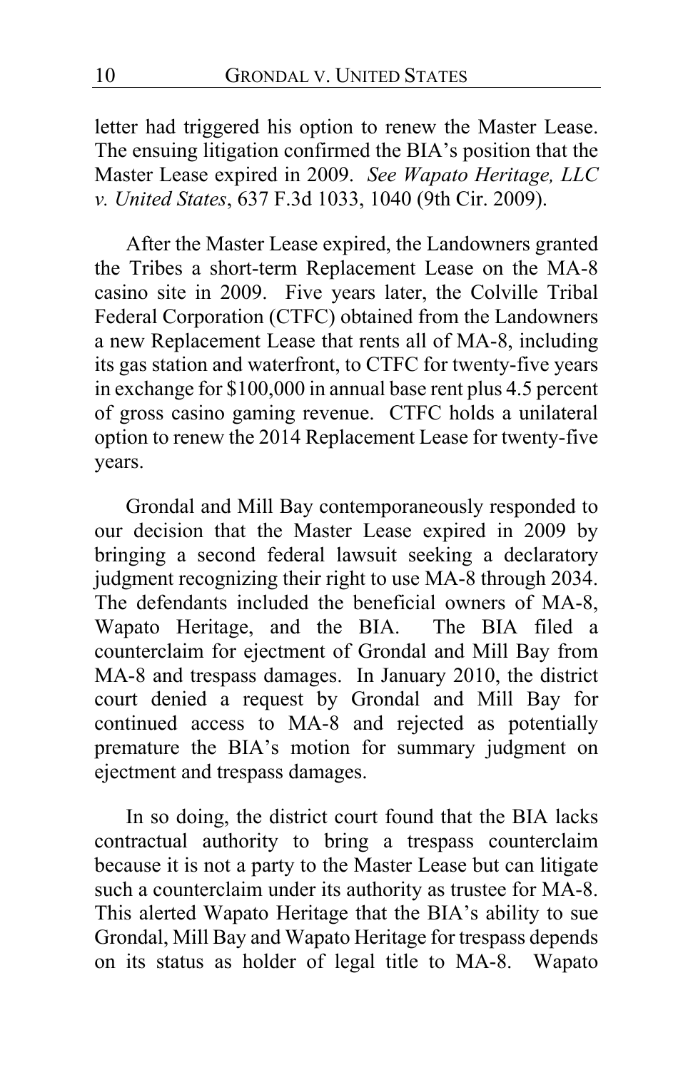letter had triggered his option to renew the Master Lease. The ensuing litigation confirmed the BIA's position that the Master Lease expired in 2009. *See Wapato Heritage, LLC v. United States*, 637 F.3d 1033, 1040 (9th Cir. 2009).

After the Master Lease expired, the Landowners granted the Tribes a short-term Replacement Lease on the MA-8 casino site in 2009. Five years later, the Colville Tribal Federal Corporation (CTFC) obtained from the Landowners a new Replacement Lease that rents all of MA-8, including its gas station and waterfront, to CTFC for twenty-five years in exchange for $100,000 in annual base rent plus 4.5 percent of gross casino gaming revenue. CTFC holds a unilateral option to renew the 2014 Replacement Lease for twenty-five years.

Grondal and Mill Bay contemporaneously responded to our decision that the Master Lease expired in 2009 by bringing a second federal lawsuit seeking a declaratory judgment recognizing their right to use MA-8 through 2034. The defendants included the beneficial owners of MA-8, Wapato Heritage, and the BIA. The BIA filed a counterclaim for ejectment of Grondal and Mill Bay from MA-8 and trespass damages. In January 2010, the district court denied a request by Grondal and Mill Bay for continued access to MA-8 and rejected as potentially premature the BIA's motion for summary judgment on ejectment and trespass damages.

In so doing, the district court found that the BIA lacks contractual authority to bring a trespass counterclaim because it is not a party to the Master Lease but can litigate such a counterclaim under its authority as trustee for MA-8. This alerted Wapato Heritage that the BIA's ability to sue Grondal, Mill Bay and Wapato Heritage for trespass depends on its status as holder of legal title to MA-8. Wapato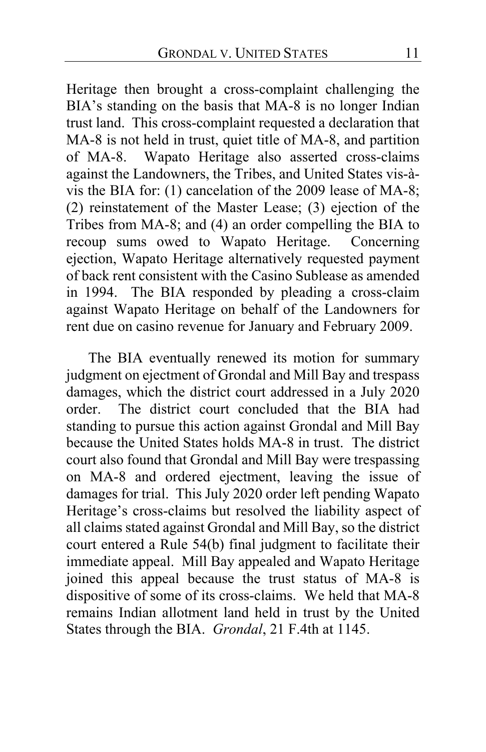Heritage then brought a cross-complaint challenging the BIA's standing on the basis that MA-8 is no longer Indian trust land. This cross-complaint requested a declaration that MA-8 is not held in trust, quiet title of MA-8, and partition of MA-8. Wapato Heritage also asserted cross-claims against the Landowners, the Tribes, and United States vis-à-vis the BIA for: (1) cancelation of the 2009 lease of MA-8; (2) reinstatement of the Master Lease; (3) ejection of the Tribes from MA-8; and (4) an order compelling the BIA to recoup sums owed to Wapato Heritage. Concerning ejection, Wapato Heritage alternatively requested payment of back rent consistent with the Casino Sublease as amended in 1994. The BIA responded by pleading a cross-claim against Wapato Heritage on behalf of the Landowners for rent due on casino revenue for January and February 2009.

The BIA eventually renewed its motion for summary judgment on ejectment of Grondal and Mill Bay and trespass damages, which the district court addressed in a July 2020 order. The district court concluded that the BIA had standing to pursue this action against Grondal and Mill Bay because the United States holds MA-8 in trust. The district court also found that Grondal and Mill Bay were trespassing on MA-8 and ordered ejectment, leaving the issue of damages for trial. This July 2020 order left pending Wapato Heritage's cross-claims but resolved the liability aspect of all claims stated against Grondal and Mill Bay, so the district court entered a Rule 54(b) final judgment to facilitate their immediate appeal. Mill Bay appealed and Wapato Heritage joined this appeal because the trust status of MA-8 is dispositive of some of its cross-claims. We held that MA-8 remains Indian allotment land held in trust by the United States through the BIA. *Grondal*, 21 F.4th at 1145.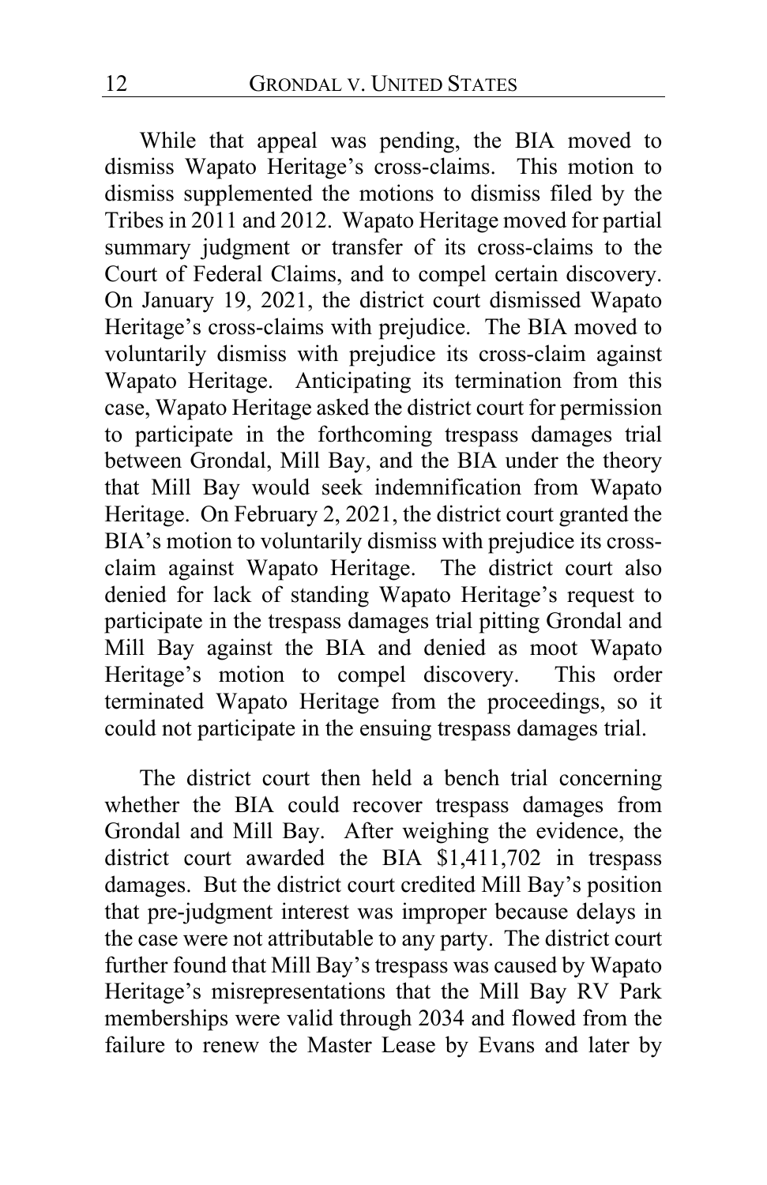While that appeal was pending, the BIA moved to dismiss Wapato Heritage's cross-claims. This motion to dismiss supplemented the motions to dismiss filed by the Tribes in 2011 and 2012. Wapato Heritage moved for partial summary judgment or transfer of its cross-claims to the Court of Federal Claims, and to compel certain discovery. On January 19, 2021, the district court dismissed Wapato Heritage's cross-claims with prejudice. The BIA moved to voluntarily dismiss with prejudice its cross-claim against Wapato Heritage. Anticipating its termination from this case, Wapato Heritage asked the district court for permission to participate in the forthcoming trespass damages trial between Grondal, Mill Bay, and the BIA under the theory that Mill Bay would seek indemnification from Wapato Heritage. On February 2, 2021, the district court granted the BIA's motion to voluntarily dismiss with prejudice its cross-claim against Wapato Heritage. The district court also denied for lack of standing Wapato Heritage's request to participate in the trespass damages trial pitting Grondal and Mill Bay against the BIA and denied as moot Wapato Heritage's motion to compel discovery. This order terminated Wapato Heritage from the proceedings, so it could not participate in the ensuing trespass damages trial.

The district court then held a bench trial concerning whether the BIA could recover trespass damages from Grondal and Mill Bay. After weighing the evidence, the district court awarded the BIA $1,411,702 in trespass damages. But the district court credited Mill Bay's position that pre-judgment interest was improper because delays in the case were not attributable to any party. The district court further found that Mill Bay's trespass was caused by Wapato Heritage's misrepresentations that the Mill Bay RV Park memberships were valid through 2034 and flowed from the failure to renew the Master Lease by Evans and later by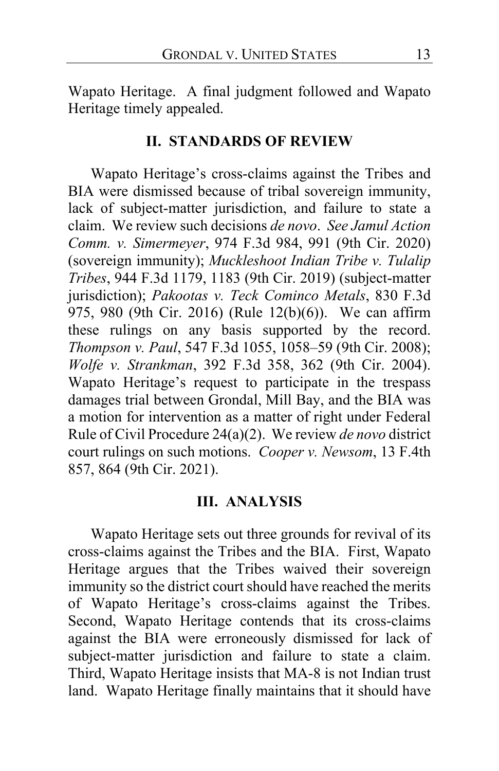Wapato Heritage. A final judgment followed and Wapato Heritage timely appealed.

## II. STANDARDS OF REVIEW

Wapato Heritage's cross-claims against the Tribes and BIA were dismissed because of tribal sovereign immunity, lack of subject-matter jurisdiction, and failure to state a claim. We review such decisions *de novo*. *See Jamul Action Comm. v. Simermeyer*, 974 F.3d 984, 991 (9th Cir. 2020) (sovereign immunity); *Muckleshoot Indian Tribe v. Tulalip Tribes*, 944 F.3d 1179, 1183 (9th Cir. 2019) (subject-matter jurisdiction); *Pakootas v. Teck Cominco Metals*, 830 F.3d 975, 980 (9th Cir. 2016) (Rule 12(b)(6)). We can affirm these rulings on any basis supported by the record. *Thompson v. Paul*, 547 F.3d 1055, 1058–59 (9th Cir. 2008); *Wolfe v. Strankman*, 392 F.3d 358, 362 (9th Cir. 2004). Wapato Heritage's request to participate in the trespass damages trial between Grondal, Mill Bay, and the BIA was a motion for intervention as a matter of right under Federal Rule of Civil Procedure 24(a)(2). We review *de novo* district court rulings on such motions. *Cooper v. Newsom*, 13 F.4th 857, 864 (9th Cir. 2021).

## III. ANALYSIS

Wapato Heritage sets out three grounds for revival of its cross-claims against the Tribes and the BIA. First, Wapato Heritage argues that the Tribes waived their sovereign immunity so the district court should have reached the merits of Wapato Heritage's cross-claims against the Tribes. Second, Wapato Heritage contends that its cross-claims against the BIA were erroneously dismissed for lack of subject-matter jurisdiction and failure to state a claim. Third, Wapato Heritage insists that MA-8 is not Indian trust land. Wapato Heritage finally maintains that it should have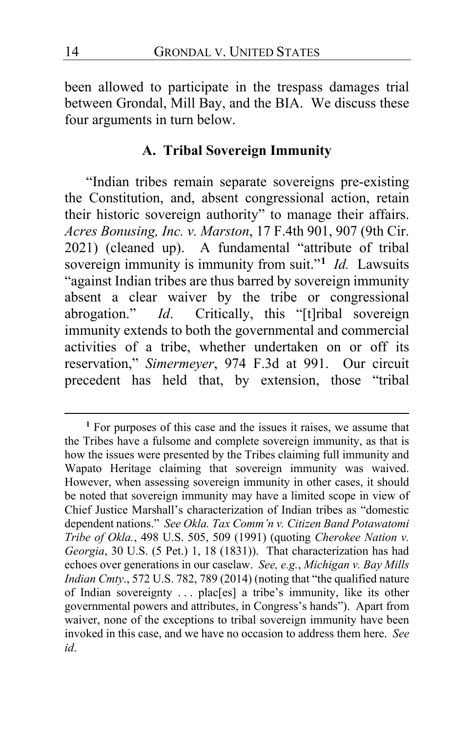been allowed to participate in the trespass damages trial between Grondal, Mill Bay, and the BIA. We discuss these four arguments in turn below.

### A. Tribal Sovereign Immunity

"Indian tribes remain separate sovereigns pre-existing the Constitution, and, absent congressional action, retain their historic sovereign authority" to manage their affairs. *Acres Bonusing, Inc. v. Marston*, 17 F.4th 901, 907 (9th Cir. 2021) (cleaned up). A fundamental "attribute of tribal sovereign immunity is immunity from suit."[1] *Id.* Lawsuits "against Indian tribes are thus barred by sovereign immunity absent a clear waiver by the tribe or congressional abrogation." *Id*. Critically, this "[t]ribal sovereign immunity extends to both the governmental and commercial activities of a tribe, whether undertaken on or off its reservation," *Simermeyer*, 974 F.3d at 991. Our circuit precedent has held that, by extension, those "tribal

[1] For purposes of this case and the issues it raises, we assume that the Tribes have a fulsome and complete sovereign immunity, as that is how the issues were presented by the Tribes claiming full immunity and Wapato Heritage claiming that sovereign immunity was waived. However, when assessing sovereign immunity in other cases, it should be noted that sovereign immunity may have a limited scope in view of Chief Justice Marshall's characterization of Indian tribes as "domestic dependent nations." *See Okla. Tax Comm'n v. Citizen Band Potawatomi Tribe of Okla.*, 498 U.S. 505, 509 (1991) (quoting *Cherokee Nation v. Georgia*, 30 U.S. (5 Pet.) 1, 18 (1831)). That characterization has had echoes over generations in our caselaw. *See, e.g.*, *Michigan v. Bay Mills Indian Cmty*., 572 U.S. 782, 789 (2014) (noting that "the qualified nature of Indian sovereignty . . . plac[es] a tribe's immunity, like its other governmental powers and attributes, in Congress's hands"). Apart from waiver, none of the exceptions to tribal sovereign immunity have been invoked in this case, and we have no occasion to address them here. *See id*.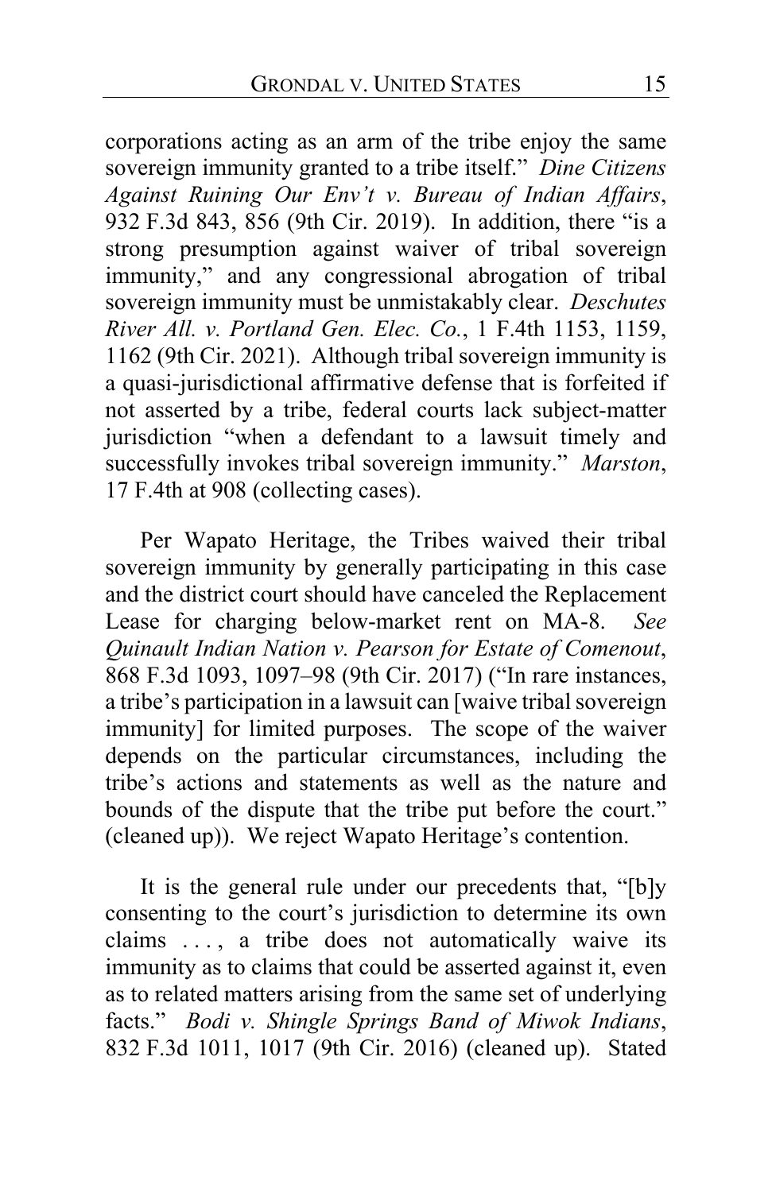corporations acting as an arm of the tribe enjoy the same sovereign immunity granted to a tribe itself." *Dine Citizens Against Ruining Our Env't v. Bureau of Indian Affairs*, 932 F.3d 843, 856 (9th Cir. 2019). In addition, there "is a strong presumption against waiver of tribal sovereign immunity," and any congressional abrogation of tribal sovereign immunity must be unmistakably clear. *Deschutes River All. v. Portland Gen. Elec. Co.*, 1 F.4th 1153, 1159, 1162 (9th Cir. 2021). Although tribal sovereign immunity is a quasi-jurisdictional affirmative defense that is forfeited if not asserted by a tribe, federal courts lack subject-matter jurisdiction "when a defendant to a lawsuit timely and successfully invokes tribal sovereign immunity." *Marston*, 17 F.4th at 908 (collecting cases).

Per Wapato Heritage, the Tribes waived their tribal sovereign immunity by generally participating in this case and the district court should have canceled the Replacement Lease for charging below-market rent on MA-8. *See Quinault Indian Nation v. Pearson for Estate of Comenout*, 868 F.3d 1093, 1097–98 (9th Cir. 2017) ("In rare instances, a tribe's participation in a lawsuit can [waive tribal sovereign immunity] for limited purposes. The scope of the waiver depends on the particular circumstances, including the tribe's actions and statements as well as the nature and bounds of the dispute that the tribe put before the court." (cleaned up)). We reject Wapato Heritage's contention.

It is the general rule under our precedents that, "[b]y consenting to the court's jurisdiction to determine its own claims . . . , a tribe does not automatically waive its immunity as to claims that could be asserted against it, even as to related matters arising from the same set of underlying facts." *Bodi v. Shingle Springs Band of Miwok Indians*, 832 F.3d 1011, 1017 (9th Cir. 2016) (cleaned up). Stated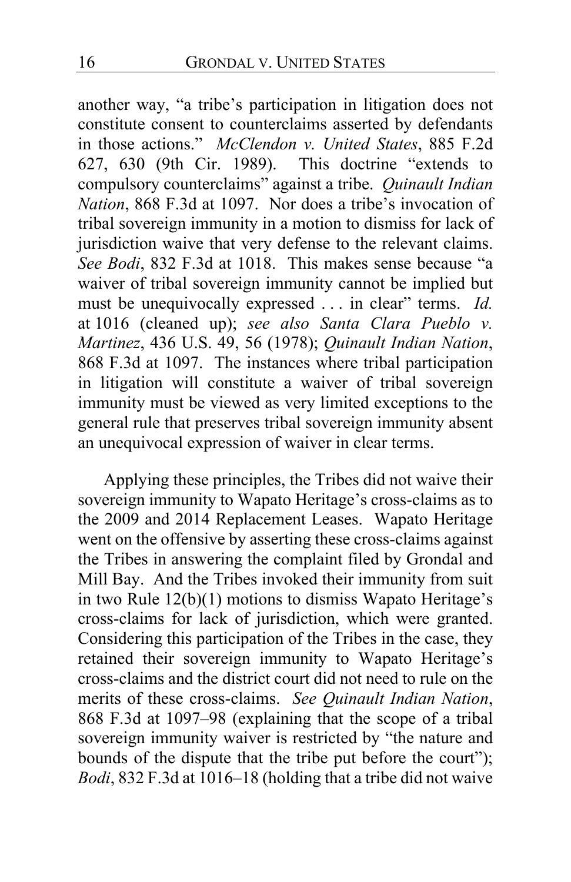another way, "a tribe's participation in litigation does not constitute consent to counterclaims asserted by defendants in those actions." *McClendon v. United States*, 885 F.2d 627, 630 (9th Cir. 1989). This doctrine "extends to compulsory counterclaims" against a tribe. *Quinault Indian Nation*, 868 F.3d at 1097. Nor does a tribe's invocation of tribal sovereign immunity in a motion to dismiss for lack of jurisdiction waive that very defense to the relevant claims. *See Bodi*, 832 F.3d at 1018. This makes sense because "a waiver of tribal sovereign immunity cannot be implied but must be unequivocally expressed . . . in clear" terms. *Id.* at 1016 (cleaned up); *see also Santa Clara Pueblo v. Martinez*, 436 U.S. 49, 56 (1978); *Quinault Indian Nation*, 868 F.3d at 1097. The instances where tribal participation in litigation will constitute a waiver of tribal sovereign immunity must be viewed as very limited exceptions to the general rule that preserves tribal sovereign immunity absent an unequivocal expression of waiver in clear terms.

Applying these principles, the Tribes did not waive their sovereign immunity to Wapato Heritage's cross-claims as to the 2009 and 2014 Replacement Leases. Wapato Heritage went on the offensive by asserting these cross-claims against the Tribes in answering the complaint filed by Grondal and Mill Bay. And the Tribes invoked their immunity from suit in two Rule 12(b)(1) motions to dismiss Wapato Heritage's cross-claims for lack of jurisdiction, which were granted. Considering this participation of the Tribes in the case, they retained their sovereign immunity to Wapato Heritage's cross-claims and the district court did not need to rule on the merits of these cross-claims. *See Quinault Indian Nation*, 868 F.3d at 1097–98 (explaining that the scope of a tribal sovereign immunity waiver is restricted by "the nature and bounds of the dispute that the tribe put before the court"); *Bodi*, 832 F.3d at 1016–18 (holding that a tribe did not waive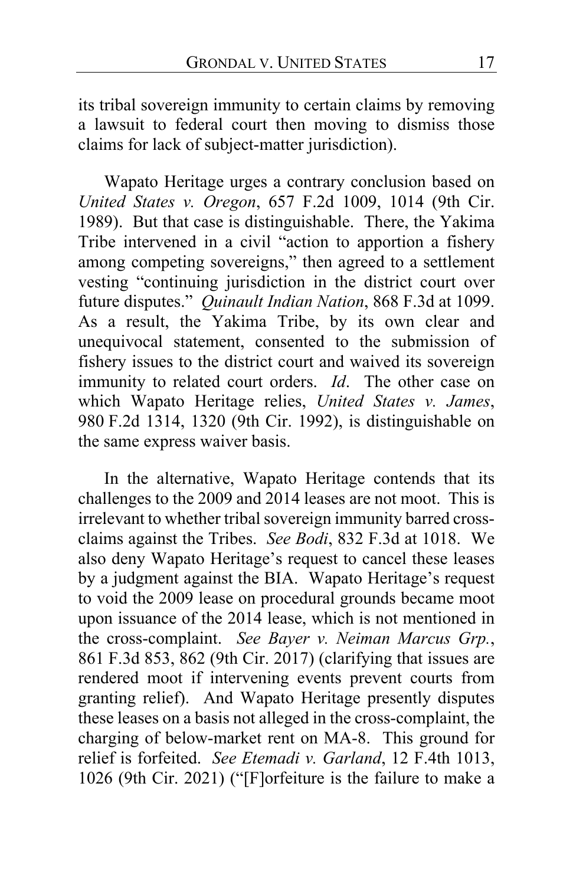its tribal sovereign immunity to certain claims by removing a lawsuit to federal court then moving to dismiss those claims for lack of subject-matter jurisdiction).

Wapato Heritage urges a contrary conclusion based on *United States v. Oregon*, 657 F.2d 1009, 1014 (9th Cir. 1989). But that case is distinguishable. There, the Yakima Tribe intervened in a civil "action to apportion a fishery among competing sovereigns," then agreed to a settlement vesting "continuing jurisdiction in the district court over future disputes." *Quinault Indian Nation*, 868 F.3d at 1099. As a result, the Yakima Tribe, by its own clear and unequivocal statement, consented to the submission of fishery issues to the district court and waived its sovereign immunity to related court orders. *Id*. The other case on which Wapato Heritage relies, *United States v. James*, 980 F.2d 1314, 1320 (9th Cir. 1992), is distinguishable on the same express waiver basis.

In the alternative, Wapato Heritage contends that its challenges to the 2009 and 2014 leases are not moot. This is irrelevant to whether tribal sovereign immunity barred cross-claims against the Tribes. *See Bodi*, 832 F.3d at 1018. We also deny Wapato Heritage's request to cancel these leases by a judgment against the BIA. Wapato Heritage's request to void the 2009 lease on procedural grounds became moot upon issuance of the 2014 lease, which is not mentioned in the cross-complaint. *See Bayer v. Neiman Marcus Grp.*, 861 F.3d 853, 862 (9th Cir. 2017) (clarifying that issues are rendered moot if intervening events prevent courts from granting relief). And Wapato Heritage presently disputes these leases on a basis not alleged in the cross-complaint, the charging of below-market rent on MA-8. This ground for relief is forfeited. *See Etemadi v. Garland*, 12 F.4th 1013, 1026 (9th Cir. 2021) ("[F]orfeiture is the failure to make a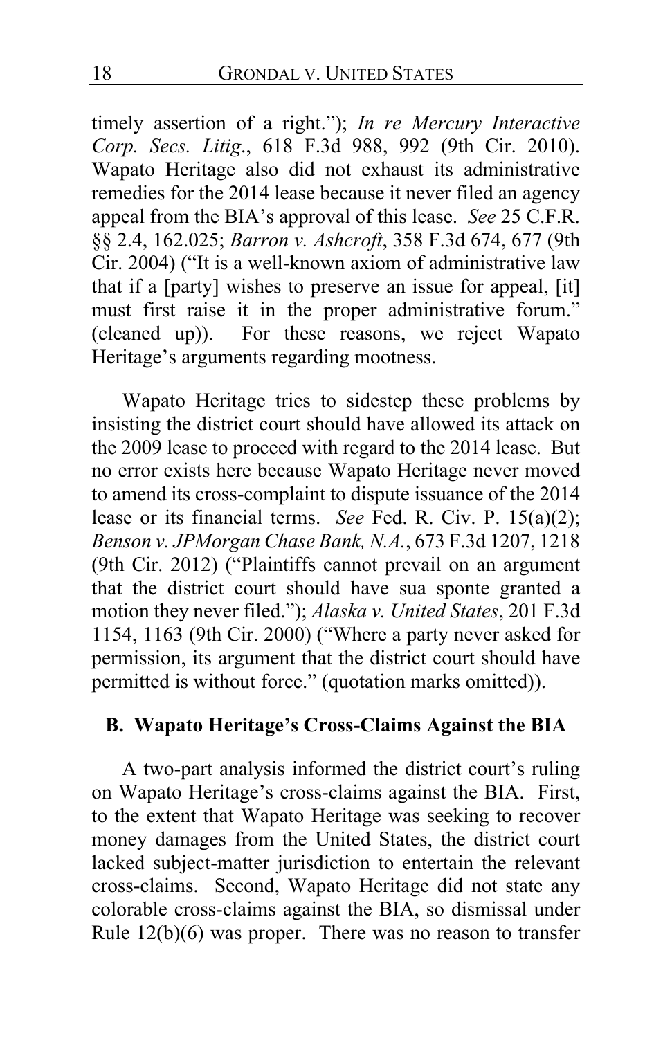timely assertion of a right."); *In re Mercury Interactive Corp. Secs. Litig.*, 618 F.3d 988, 992 (9th Cir. 2010). Wapato Heritage also did not exhaust its administrative remedies for the 2014 lease because it never filed an agency appeal from the BIA's approval of this lease. *See* 25 C.F.R. §§ 2.4, 162.025; *Barron v. Ashcroft*, 358 F.3d 674, 677 (9th Cir. 2004) ("It is a well-known axiom of administrative law that if a [party] wishes to preserve an issue for appeal, [it] must first raise it in the proper administrative forum." (cleaned up)). For these reasons, we reject Wapato Heritage's arguments regarding mootness.

Wapato Heritage tries to sidestep these problems by insisting the district court should have allowed its attack on the 2009 lease to proceed with regard to the 2014 lease. But no error exists here because Wapato Heritage never moved to amend its cross-complaint to dispute issuance of the 2014 lease or its financial terms. *See* Fed. R. Civ. P. 15(a)(2); *Benson v. JPMorgan Chase Bank, N.A.*, 673 F.3d 1207, 1218 (9th Cir. 2012) ("Plaintiffs cannot prevail on an argument that the district court should have sua sponte granted a motion they never filed."); *Alaska v. United States*, 201 F.3d 1154, 1163 (9th Cir. 2000) ("Where a party never asked for permission, its argument that the district court should have permitted is without force." (quotation marks omitted)).

### B. Wapato Heritage's Cross-Claims Against the BIA

A two-part analysis informed the district court's ruling on Wapato Heritage's cross-claims against the BIA. First, to the extent that Wapato Heritage was seeking to recover money damages from the United States, the district court lacked subject-matter jurisdiction to entertain the relevant cross-claims. Second, Wapato Heritage did not state any colorable cross-claims against the BIA, so dismissal under Rule 12(b)(6) was proper. There was no reason to transfer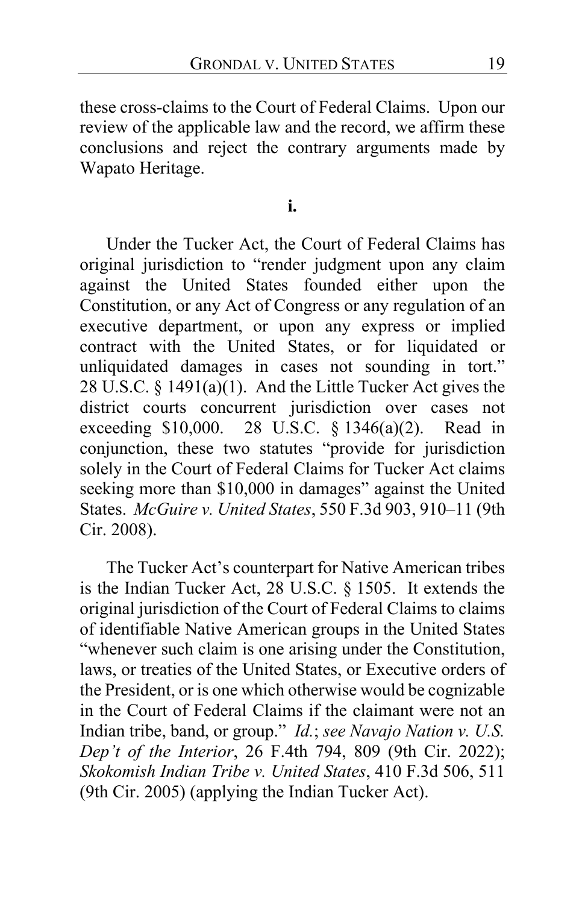these cross-claims to the Court of Federal Claims. Upon our review of the applicable law and the record, we affirm these conclusions and reject the contrary arguments made by Wapato Heritage.

**i.**

Under the Tucker Act, the Court of Federal Claims has original jurisdiction to "render judgment upon any claim against the United States founded either upon the Constitution, or any Act of Congress or any regulation of an executive department, or upon any express or implied contract with the United States, or for liquidated or unliquidated damages in cases not sounding in tort." 28 U.S.C. § 1491(a)(1). And the Little Tucker Act gives the district courts concurrent jurisdiction over cases not exceeding $10,000. 28 U.S.C. § 1346(a)(2). Read in conjunction, these two statutes "provide for jurisdiction solely in the Court of Federal Claims for Tucker Act claims seeking more than $10,000 in damages" against the United States. *McGuire v. United States*, 550 F.3d 903, 910–11 (9th Cir. 2008).

The Tucker Act's counterpart for Native American tribes is the Indian Tucker Act, 28 U.S.C. § 1505. It extends the original jurisdiction of the Court of Federal Claims to claims of identifiable Native American groups in the United States "whenever such claim is one arising under the Constitution, laws, or treaties of the United States, or Executive orders of the President, or is one which otherwise would be cognizable in the Court of Federal Claims if the claimant were not an Indian tribe, band, or group." *Id.*; *see Navajo Nation v. U.S. Dep't of the Interior*, 26 F.4th 794, 809 (9th Cir. 2022); *Skokomish Indian Tribe v. United States*, 410 F.3d 506, 511 (9th Cir. 2005) (applying the Indian Tucker Act).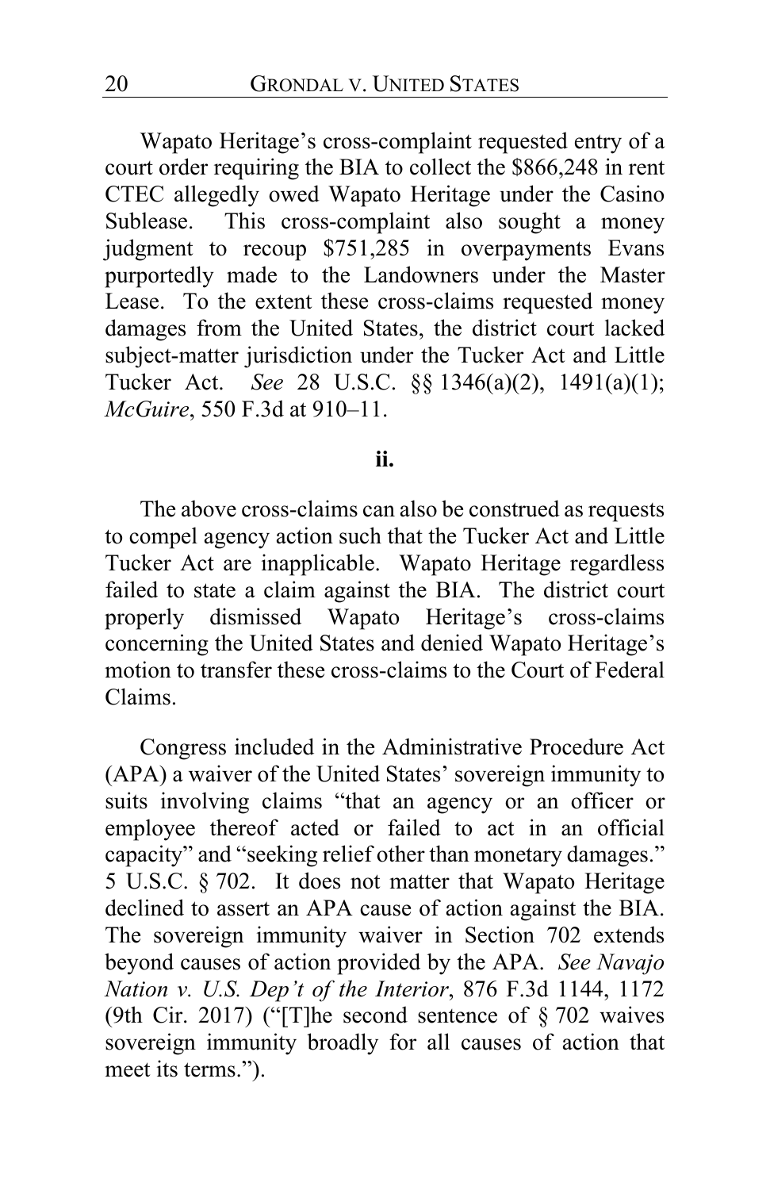Wapato Heritage's cross-complaint requested entry of a court order requiring the BIA to collect the $866,248 in rent CTEC allegedly owed Wapato Heritage under the Casino Sublease. This cross-complaint also sought a money judgment to recoup $751,285 in overpayments Evans purportedly made to the Landowners under the Master Lease. To the extent these cross-claims requested money damages from the United States, the district court lacked subject-matter jurisdiction under the Tucker Act and Little Tucker Act. *See* 28 U.S.C. §§ 1346(a)(2), 1491(a)(1); *McGuire*, 550 F.3d at 910–11.

**ii.**

The above cross-claims can also be construed as requests to compel agency action such that the Tucker Act and Little Tucker Act are inapplicable. Wapato Heritage regardless failed to state a claim against the BIA. The district court properly dismissed Wapato Heritage's cross-claims concerning the United States and denied Wapato Heritage's motion to transfer these cross-claims to the Court of Federal Claims.

Congress included in the Administrative Procedure Act (APA) a waiver of the United States' sovereign immunity to suits involving claims "that an agency or an officer or employee thereof acted or failed to act in an official capacity" and "seeking relief other than monetary damages." 5 U.S.C. § 702. It does not matter that Wapato Heritage declined to assert an APA cause of action against the BIA. The sovereign immunity waiver in Section 702 extends beyond causes of action provided by the APA. *See Navajo Nation v. U.S. Dep't of the Interior*, 876 F.3d 1144, 1172 (9th Cir. 2017) ("[T]he second sentence of § 702 waives sovereign immunity broadly for all causes of action that meet its terms.").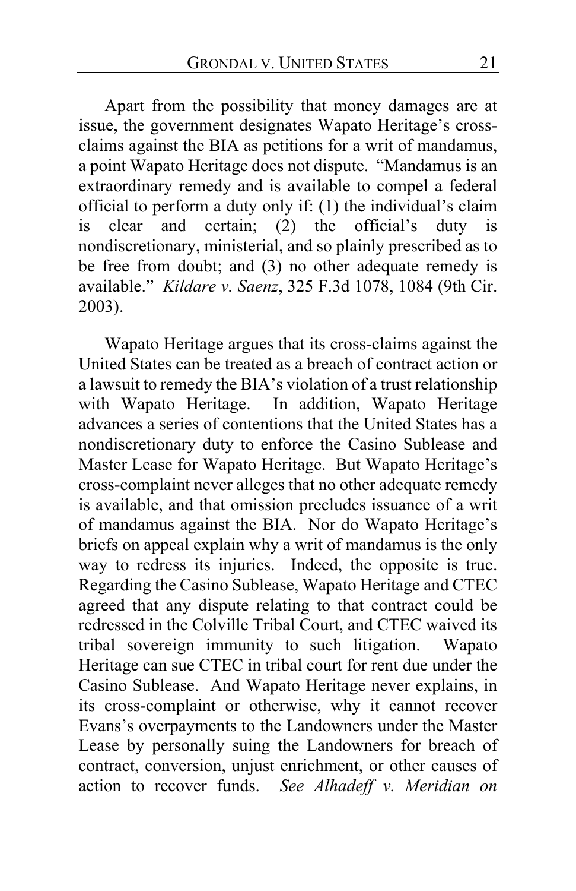Apart from the possibility that money damages are at issue, the government designates Wapato Heritage's cross-claims against the BIA as petitions for a writ of mandamus, a point Wapato Heritage does not dispute. "Mandamus is an extraordinary remedy and is available to compel a federal official to perform a duty only if: (1) the individual's claim is clear and certain; (2) the official's duty is nondiscretionary, ministerial, and so plainly prescribed as to be free from doubt; and (3) no other adequate remedy is available." *Kildare v. Saenz*, 325 F.3d 1078, 1084 (9th Cir. 2003).

Wapato Heritage argues that its cross-claims against the United States can be treated as a breach of contract action or a lawsuit to remedy the BIA's violation of a trust relationship with Wapato Heritage. In addition, Wapato Heritage advances a series of contentions that the United States has a nondiscretionary duty to enforce the Casino Sublease and Master Lease for Wapato Heritage. But Wapato Heritage's cross-complaint never alleges that no other adequate remedy is available, and that omission precludes issuance of a writ of mandamus against the BIA. Nor do Wapato Heritage's briefs on appeal explain why a writ of mandamus is the only way to redress its injuries. Indeed, the opposite is true. Regarding the Casino Sublease, Wapato Heritage and CTEC agreed that any dispute relating to that contract could be redressed in the Colville Tribal Court, and CTEC waived its tribal sovereign immunity to such litigation. Wapato Heritage can sue CTEC in tribal court for rent due under the Casino Sublease. And Wapato Heritage never explains, in its cross-complaint or otherwise, why it cannot recover Evans's overpayments to the Landowners under the Master Lease by personally suing the Landowners for breach of contract, conversion, unjust enrichment, or other causes of action to recover funds. *See Alhadeff v. Meridian on*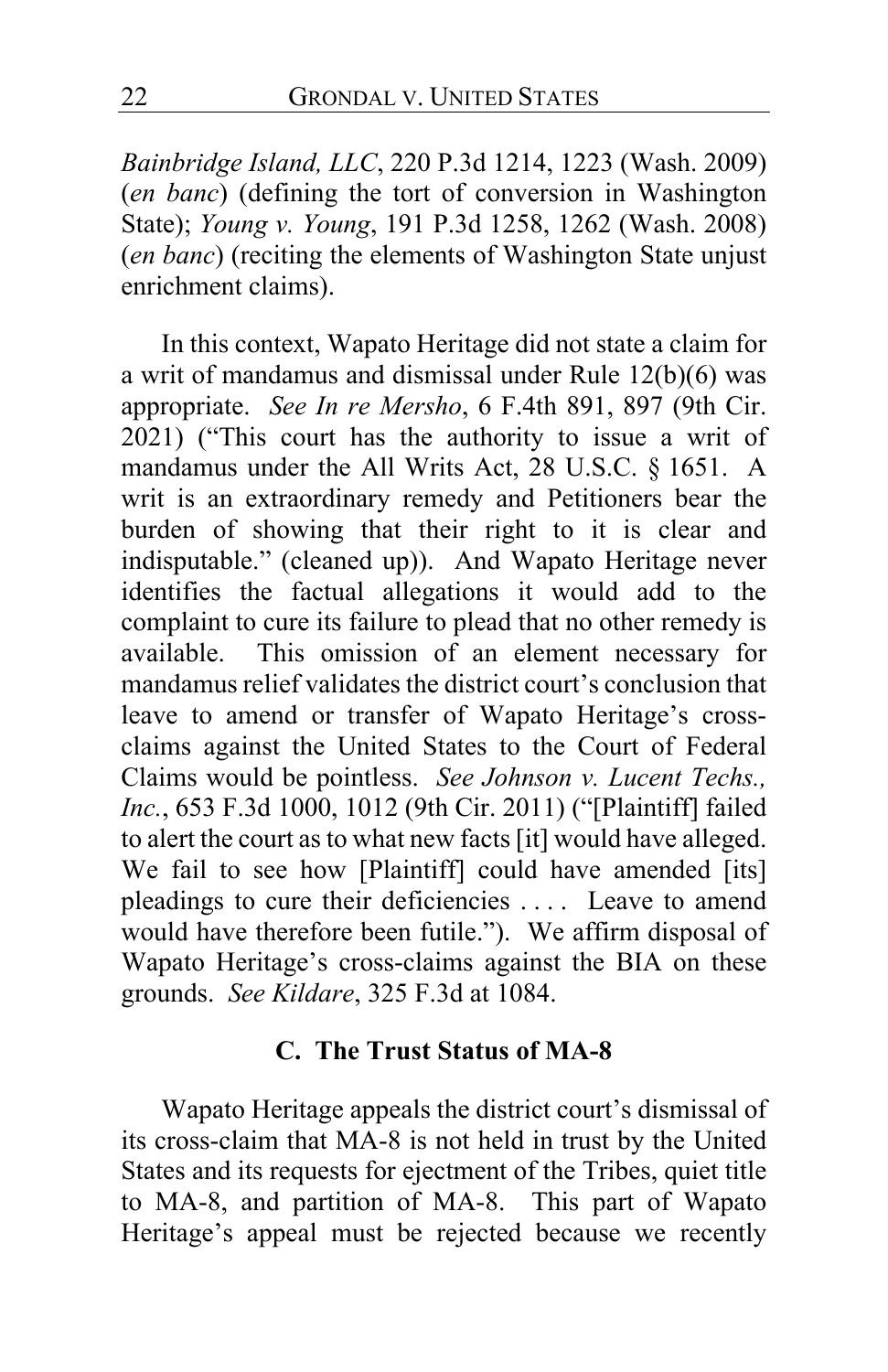*Bainbridge Island, LLC*, 220 P.3d 1214, 1223 (Wash. 2009) (*en banc*) (defining the tort of conversion in Washington State); *Young v. Young*, 191 P.3d 1258, 1262 (Wash. 2008) (*en banc*) (reciting the elements of Washington State unjust enrichment claims).

In this context, Wapato Heritage did not state a claim for a writ of mandamus and dismissal under Rule 12(b)(6) was appropriate. *See In re Mersho*, 6 F.4th 891, 897 (9th Cir. 2021) ("This court has the authority to issue a writ of mandamus under the All Writs Act, 28 U.S.C. § 1651. A writ is an extraordinary remedy and Petitioners bear the burden of showing that their right to it is clear and indisputable." (cleaned up)). And Wapato Heritage never identifies the factual allegations it would add to the complaint to cure its failure to plead that no other remedy is available. This omission of an element necessary for mandamus relief validates the district court's conclusion that leave to amend or transfer of Wapato Heritage's cross-claims against the United States to the Court of Federal Claims would be pointless. *See Johnson v. Lucent Techs., Inc.*, 653 F.3d 1000, 1012 (9th Cir. 2011) ("[Plaintiff] failed to alert the court as to what new facts [it] would have alleged. We fail to see how [Plaintiff] could have amended [its] pleadings to cure their deficiencies . . . . Leave to amend would have therefore been futile."). We affirm disposal of Wapato Heritage's cross-claims against the BIA on these grounds. *See Kildare*, 325 F.3d at 1084.

### C. The Trust Status of MA-8

Wapato Heritage appeals the district court's dismissal of its cross-claim that MA-8 is not held in trust by the United States and its requests for ejectment of the Tribes, quiet title to MA-8, and partition of MA-8. This part of Wapato Heritage's appeal must be rejected because we recently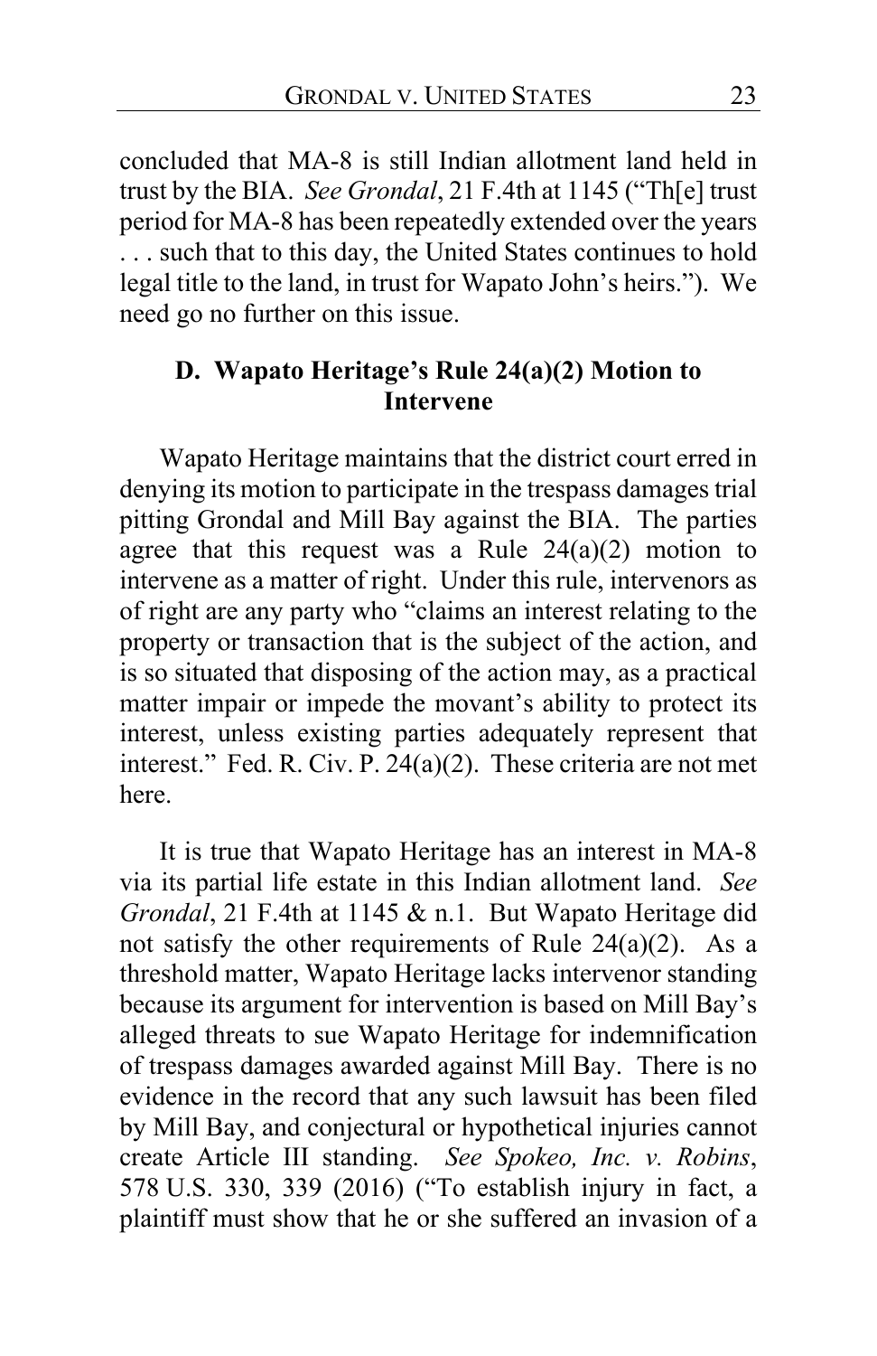concluded that MA-8 is still Indian allotment land held in trust by the BIA. *See Grondal*, 21 F.4th at 1145 ("Th[e] trust period for MA-8 has been repeatedly extended over the years . . . such that to this day, the United States continues to hold legal title to the land, in trust for Wapato John's heirs."). We need go no further on this issue.

### D. Wapato Heritage's Rule 24(a)(2) Motion to Intervene

Wapato Heritage maintains that the district court erred in denying its motion to participate in the trespass damages trial pitting Grondal and Mill Bay against the BIA. The parties agree that this request was a Rule 24(a)(2) motion to intervene as a matter of right. Under this rule, intervenors as of right are any party who "claims an interest relating to the property or transaction that is the subject of the action, and is so situated that disposing of the action may, as a practical matter impair or impede the movant's ability to protect its interest, unless existing parties adequately represent that interest." Fed. R. Civ. P. 24(a)(2). These criteria are not met here.

It is true that Wapato Heritage has an interest in MA-8 via its partial life estate in this Indian allotment land. *See Grondal*, 21 F.4th at 1145 & n.1. But Wapato Heritage did not satisfy the other requirements of Rule 24(a)(2). As a threshold matter, Wapato Heritage lacks intervenor standing because its argument for intervention is based on Mill Bay's alleged threats to sue Wapato Heritage for indemnification of trespass damages awarded against Mill Bay. There is no evidence in the record that any such lawsuit has been filed by Mill Bay, and conjectural or hypothetical injuries cannot create Article III standing. *See Spokeo, Inc. v. Robins*, 578 U.S. 330, 339 (2016) ("To establish injury in fact, a plaintiff must show that he or she suffered an invasion of a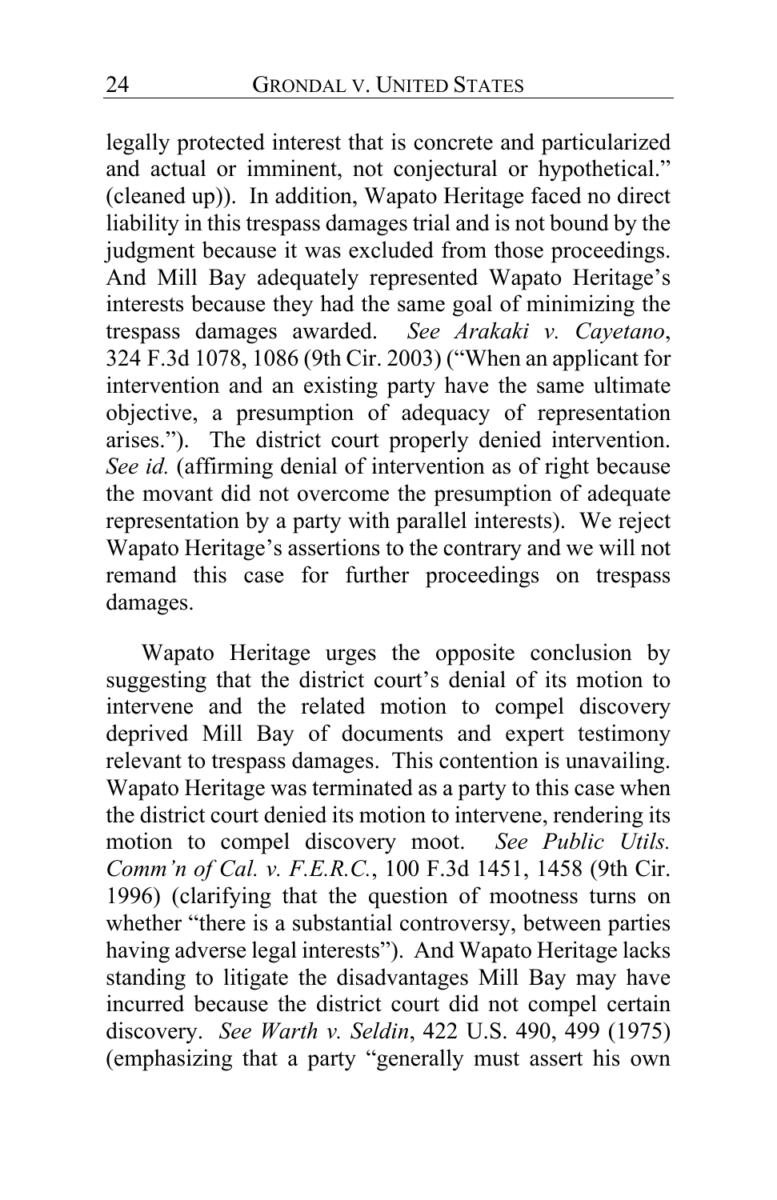legally protected interest that is concrete and particularized and actual or imminent, not conjectural or hypothetical." (cleaned up)). In addition, Wapato Heritage faced no direct liability in this trespass damages trial and is not bound by the judgment because it was excluded from those proceedings. And Mill Bay adequately represented Wapato Heritage's interests because they had the same goal of minimizing the trespass damages awarded. *See Arakaki v. Cayetano*, 324 F.3d 1078, 1086 (9th Cir. 2003) ("When an applicant for intervention and an existing party have the same ultimate objective, a presumption of adequacy of representation arises."). The district court properly denied intervention. *See id.* (affirming denial of intervention as of right because the movant did not overcome the presumption of adequate representation by a party with parallel interests). We reject Wapato Heritage's assertions to the contrary and we will not remand this case for further proceedings on trespass damages.

Wapato Heritage urges the opposite conclusion by suggesting that the district court's denial of its motion to intervene and the related motion to compel discovery deprived Mill Bay of documents and expert testimony relevant to trespass damages. This contention is unavailing. Wapato Heritage was terminated as a party to this case when the district court denied its motion to intervene, rendering its motion to compel discovery moot. *See Public Utils. Comm'n of Cal. v. F.E.R.C.*, 100 F.3d 1451, 1458 (9th Cir. 1996) (clarifying that the question of mootness turns on whether "there is a substantial controversy, between parties having adverse legal interests"). And Wapato Heritage lacks standing to litigate the disadvantages Mill Bay may have incurred because the district court did not compel certain discovery. *See Warth v. Seldin*, 422 U.S. 490, 499 (1975) (emphasizing that a party "generally must assert his own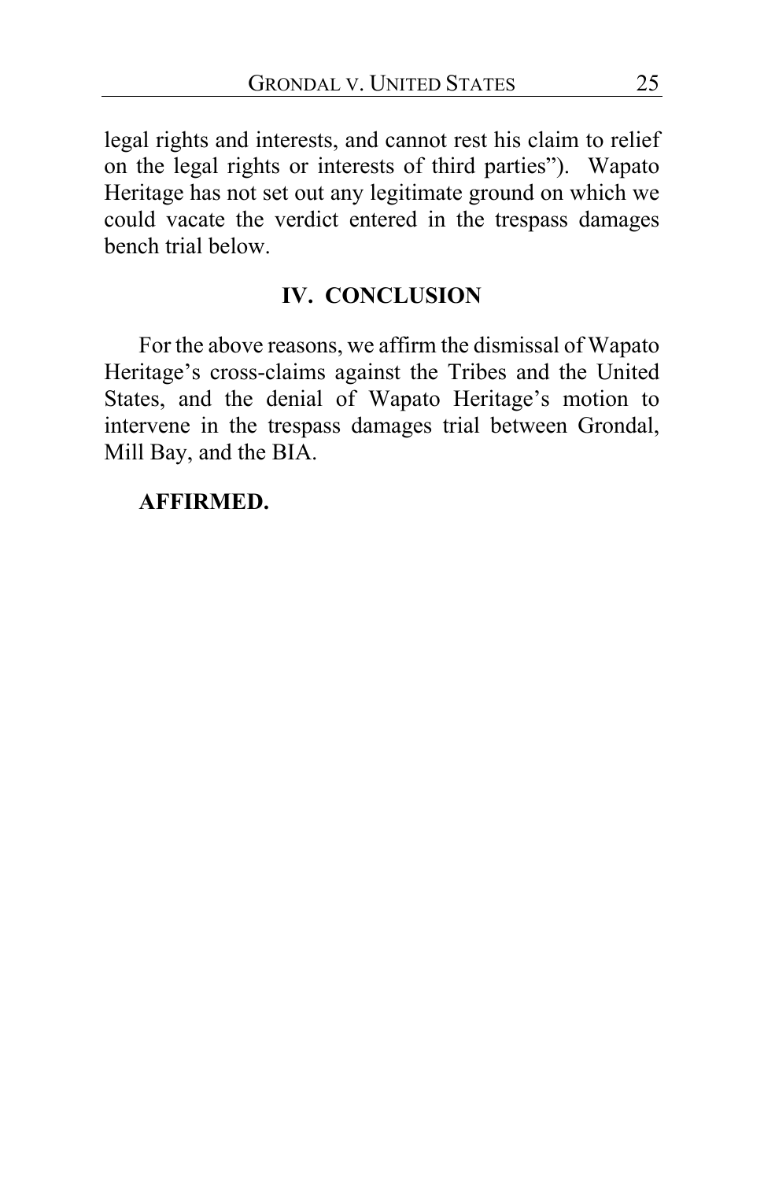legal rights and interests, and cannot rest his claim to relief on the legal rights or interests of third parties"). Wapato Heritage has not set out any legitimate ground on which we could vacate the verdict entered in the trespass damages bench trial below.

## IV. CONCLUSION

For the above reasons, we affirm the dismissal of Wapato Heritage's cross-claims against the Tribes and the United States, and the denial of Wapato Heritage's motion to intervene in the trespass damages trial between Grondal, Mill Bay, and the BIA.

**AFFIRMED.**